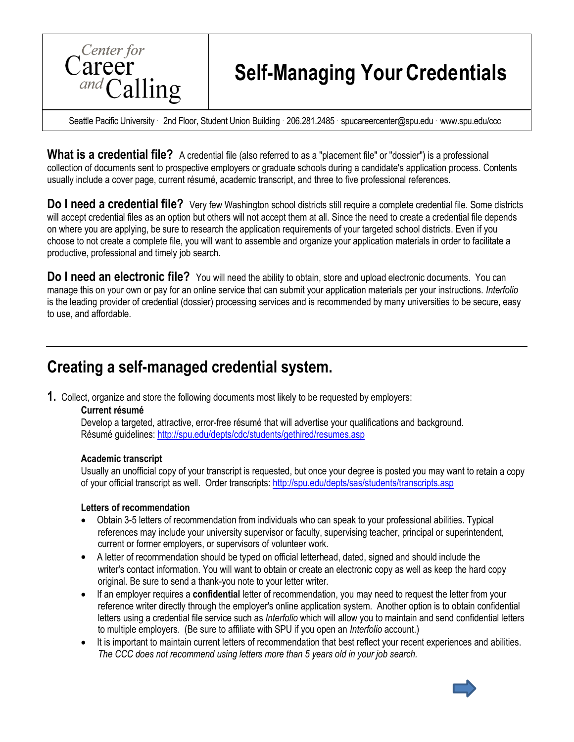Center for Career and Calling

# Self-Managing Your Credentials

Seattle Pacific University · 2nd Floor, Student Union Building · 206.281.2485 · spucareercenter@spu.edu · www.spu.edu/ccc

**What is a credential file?** A credential file (also referred to as a "placement file" or "dossier") is a professional collection of documents sent to prospective employers or graduate schools during a candidate's application process. Contents usually include a cover page, current résumé, academic transcript, and three to five professional references.

**Do I need a credential file?** Very few Washington school districts still require a complete credential file. Some districts will accept credential files as an option but others will not accept them at all. Since the need to create a credential file depends on where you are applying, be sure to research the application requirements of your targeted school districts. Even if you choose to not create a complete file, you will want to assemble and organize your application materials in order to facilitate a productive, professional and timely job search.

**Do I need an electronic file?** You will need the ability to obtain, store and upload electronic documents. You can manage this on your own or pay for an online service that can submit your application materials per your instructions. *Interfolio* is the leading provider of credential (dossier) processing services and is recommended by many universities to be secure, easy to use, and affordable.

---

## Creating a self-managed credential system.

**1.** Collect, organize and store the following documents most likely to be requested by employers:

**Current résumé**
Develop a targeted, attractive, error-free résumé that will advertise your qualifications and background.
Résumé guidelines: http://spu.edu/depts/cdc/students/gethired/resumes.asp

**Academic transcript**
Usually an unofficial copy of your transcript is requested, but once your degree is posted you may want to retain a copy of your official transcript as well. Order transcripts: http://spu.edu/depts/sas/students/transcripts.asp

**Letters of recommendation**

- Obtain 3-5 letters of recommendation from individuals who can speak to your professional abilities. Typical references may include your university supervisor or faculty, supervising teacher, principal or superintendent, current or former employers, or supervisors of volunteer work.
- A letter of recommendation should be typed on official letterhead, dated, signed and should include the writer's contact information. You will want to obtain or create an electronic copy as well as keep the hard copy original. Be sure to send a thank-you note to your letter writer.
- If an employer requires a **confidential** letter of recommendation, you may need to request the letter from your reference writer directly through the employer's online application system. Another option is to obtain confidential letters using a credential file service such as *Interfolio* which will allow you to maintain and send confidential letters to multiple employers. (Be sure to affiliate with SPU if you open an *Interfolio* account.)
- It is important to maintain current letters of recommendation that best reflect your recent experiences and abilities. *The CCC does not recommend using letters more than 5 years old in your job search.*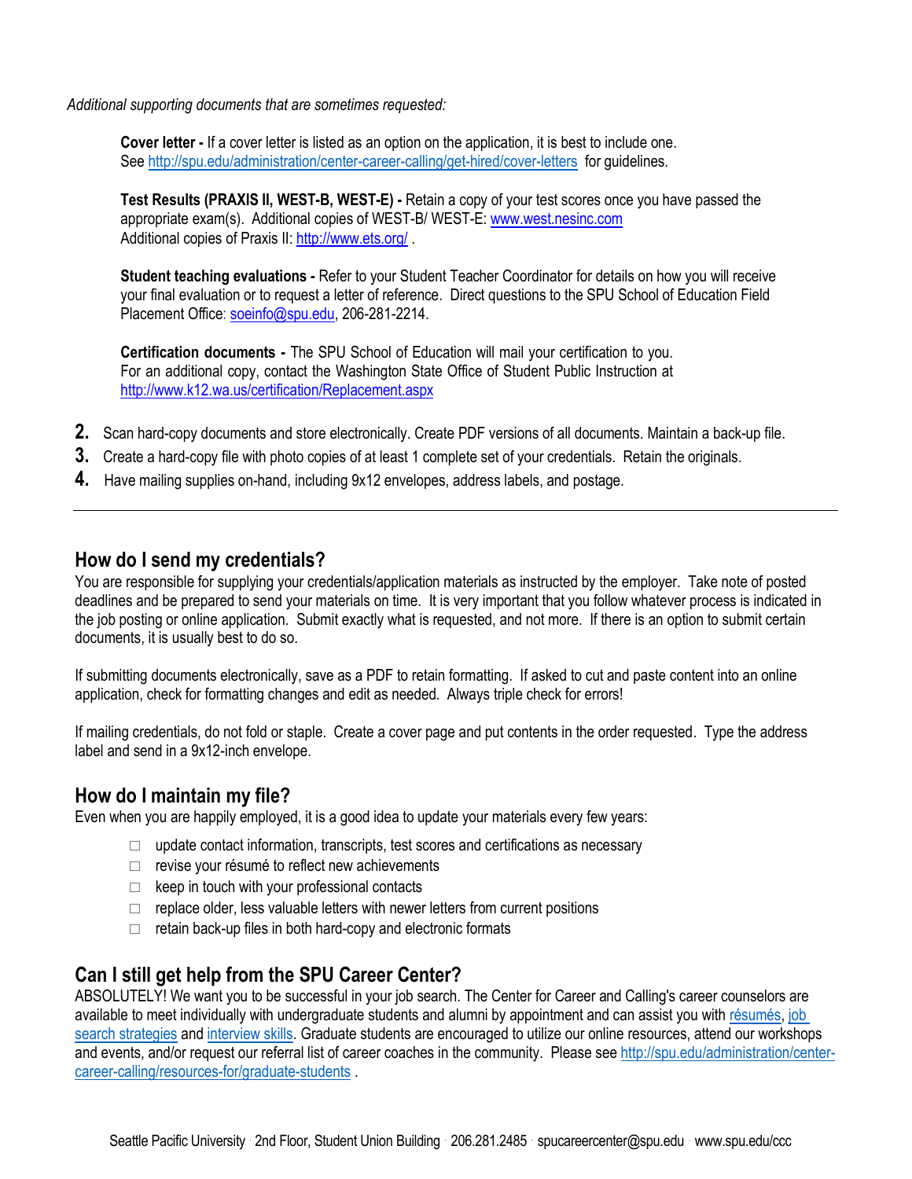*Additional supporting documents that are sometimes requested:*

**Cover letter -** If a cover letter is listed as an option on the application, it is best to include one. See http://spu.edu/administration/center-career-calling/get-hired/cover-letters for guidelines.

**Test Results (PRAXIS II, WEST-B, WEST-E) -** Retain a copy of your test scores once you have passed the appropriate exam(s). Additional copies of WEST-B/ WEST-E: www.west.nesinc.com
Additional copies of Praxis II: http://www.ets.org/ .

**Student teaching evaluations -** Refer to your Student Teacher Coordinator for details on how you will receive your final evaluation or to request a letter of reference. Direct questions to the SPU School of Education Field Placement Office: soeinfo@spu.edu, 206-281-2214.

**Certification documents -** The SPU School of Education will mail your certification to you. For an additional copy, contact the Washington State Office of Student Public Instruction at http://www.k12.wa.us/certification/Replacement.aspx

2. Scan hard-copy documents and store electronically. Create PDF versions of all documents. Maintain a back-up file.
3. Create a hard-copy file with photo copies of at least 1 complete set of your credentials. Retain the originals.
4. Have mailing supplies on-hand, including 9x12 envelopes, address labels, and postage.

---

## How do I send my credentials?

You are responsible for supplying your credentials/application materials as instructed by the employer. Take note of posted deadlines and be prepared to send your materials on time. It is very important that you follow whatever process is indicated in the job posting or online application. Submit exactly what is requested, and not more. If there is an option to submit certain documents, it is usually best to do so.

If submitting documents electronically, save as a PDF to retain formatting. If asked to cut and paste content into an online application, check for formatting changes and edit as needed. Always triple check for errors!

If mailing credentials, do not fold or staple. Create a cover page and put contents in the order requested. Type the address label and send in a 9x12-inch envelope.

## How do I maintain my file?

Even when you are happily employed, it is a good idea to update your materials every few years:

- ☐ update contact information, transcripts, test scores and certifications as necessary
- ☐ revise your résumé to reflect new achievements
- ☐ keep in touch with your professional contacts
- ☐ replace older, less valuable letters with newer letters from current positions
- ☐ retain back-up files in both hard-copy and electronic formats

## Can I still get help from the SPU Career Center?

ABSOLUTELY! We want you to be successful in your job search. The Center for Career and Calling's career counselors are available to meet individually with undergraduate students and alumni by appointment and can assist you with résumés, job search strategies and interview skills. Graduate students are encouraged to utilize our online resources, attend our workshops and events, and/or request our referral list of career coaches in the community. Please see http://spu.edu/administration/center-career-calling/resources-for/graduate-students .

Seattle Pacific University · 2nd Floor, Student Union Building · 206.281.2485 · spucareercenter@spu.edu · www.spu.edu/ccc